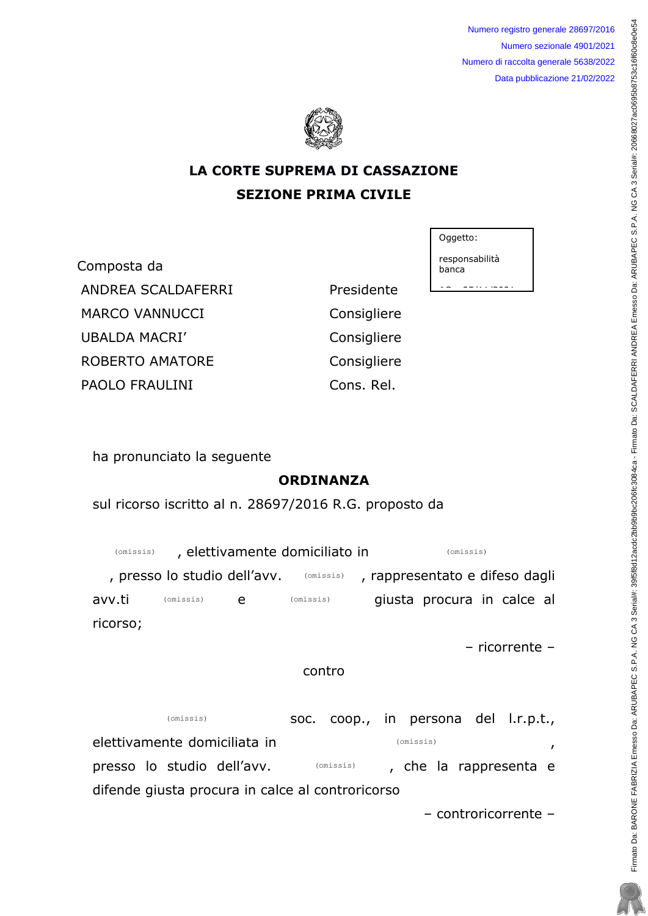Numero registro generale 28697/2016
Numero sezionale 4901/2021
Numero di raccolta generale 5638/2022
Data pubblicazione 21/02/2022

**LA CORTE SUPREMA DI CASSAZIONE**
**SEZIONE PRIMA CIVILE**

Oggetto:

responsabilità banca

Composta da

| | |
|---|---|
| ANDREA SCALDAFERRI | Presidente |
| MARCO VANNUCCI | Consigliere |
| UBALDA MACRI' | Consigliere |
| ROBERTO AMATORE | Consigliere |
| PAOLO FRAULINI | Cons. Rel. |

ha pronunciato la seguente

**ORDINANZA**

sul ricorso iscritto al n. 28697/2016 R.G. proposto da

(omissis), elettivamente domiciliato in (omissis), presso lo studio dell'avv. (omissis), rappresentato e difeso dagli avv.ti (omissis) e (omissis) giusta procura in calce al ricorso;

– ricorrente –

contro

(omissis) soc. coop., in persona del l.r.p.t., elettivamente domiciliata in (omissis), presso lo studio dell'avv. (omissis), che la rappresenta e difende giusta procura in calce al controricorso

– controricorrente –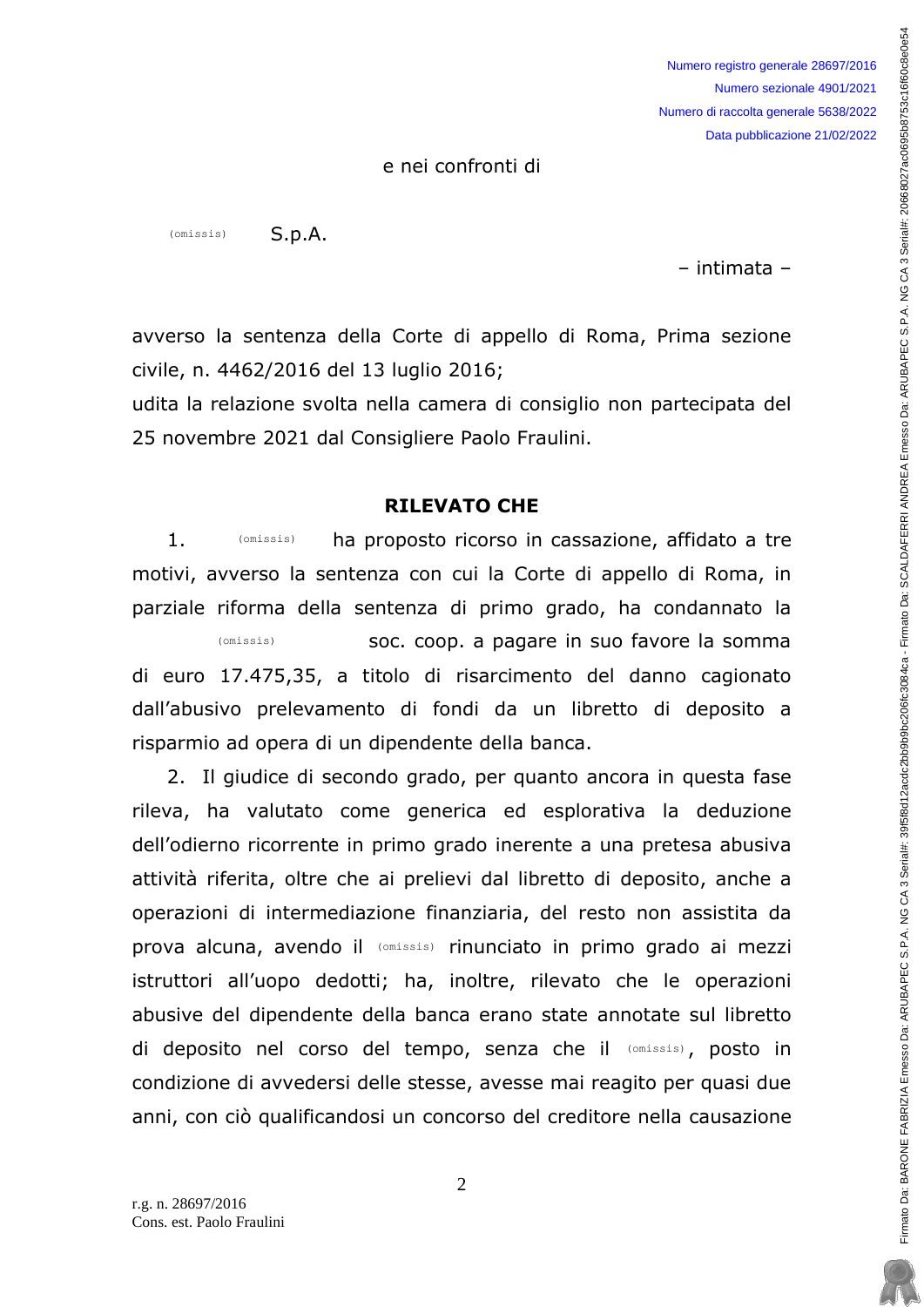e nei confronti di

(omissis) S.p.A.

– intimata –

avverso la sentenza della Corte di appello di Roma, Prima sezione civile, n. 4462/2016 del 13 luglio 2016;

udita la relazione svolta nella camera di consiglio non partecipata del 25 novembre 2021 dal Consigliere Paolo Fraulini.

## RILEVATO CHE

1. (omissis) ha proposto ricorso in cassazione, affidato a tre motivi, avverso la sentenza con cui la Corte di appello di Roma, in parziale riforma della sentenza di primo grado, ha condannato la (omissis) soc. coop. a pagare in suo favore la somma di euro 17.475,35, a titolo di risarcimento del danno cagionato dall'abusivo prelevamento di fondi da un libretto di deposito a risparmio ad opera di un dipendente della banca.

2. Il giudice di secondo grado, per quanto ancora in questa fase rileva, ha valutato come generica ed esplorativa la deduzione dell'odierno ricorrente in primo grado inerente a una pretesa abusiva attività riferita, oltre che ai prelievi dal libretto di deposito, anche a operazioni di intermediazione finanziaria, del resto non assistita da prova alcuna, avendo il (omissis) rinunciato in primo grado ai mezzi istruttori all'uopo dedotti; ha, inoltre, rilevato che le operazioni abusive del dipendente della banca erano state annotate sul libretto di deposito nel corso del tempo, senza che il (omissis), posto in condizione di avvedersi delle stesse, avesse mai reagito per quasi due anni, con ciò qualificandosi un concorso del creditore nella causazione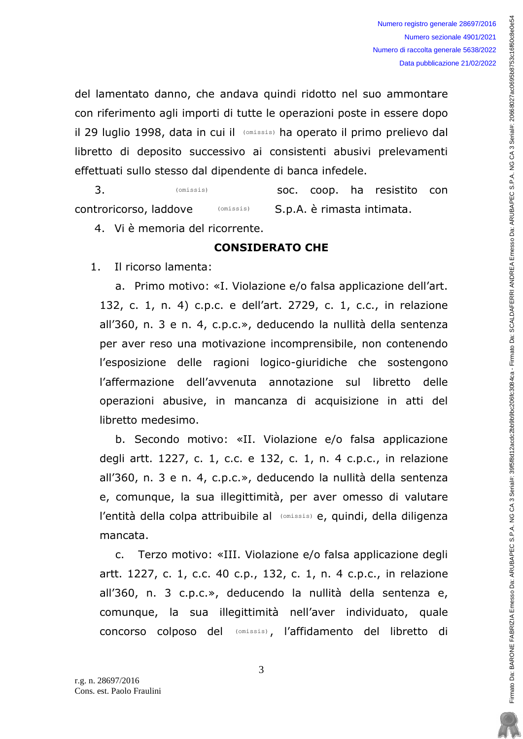del lamentato danno, che andava quindi ridotto nel suo ammontare con riferimento agli importi di tutte le operazioni poste in essere dopo il 29 luglio 1998, data in cui il (omissis) ha operato il primo prelievo dal libretto di deposito successivo ai consistenti abusivi prelevamenti effettuati sullo stesso dal dipendente di banca infedele.

3. (omissis) soc. coop. ha resistito con controricorso, laddove (omissis) S.p.A. è rimasta intimata.

4. Vi è memoria del ricorrente.

**CONSIDERATO CHE**

1. Il ricorso lamenta:

   a. Primo motivo: «I. Violazione e/o falsa applicazione dell'art. 132, c. 1, n. 4) c.p.c. e dell'art. 2729, c. 1, c.c., in relazione all'360, n. 3 e n. 4, c.p.c.», deducendo la nullità della sentenza per aver reso una motivazione incomprensibile, non contenendo l'esposizione delle ragioni logico-giuridiche che sostengono l'affermazione dell'avvenuta annotazione sul libretto delle operazioni abusive, in mancanza di acquisizione in atti del libretto medesimo.

   b. Secondo motivo: «II. Violazione e/o falsa applicazione degli artt. 1227, c. 1, c.c. e 132, c. 1, n. 4 c.p.c., in relazione all'360, n. 3 e n. 4, c.p.c.», deducendo la nullità della sentenza e, comunque, la sua illegittimità, per aver omesso di valutare l'entità della colpa attribuibile al (omissis) e, quindi, della diligenza mancata.

   c. Terzo motivo: «III. Violazione e/o falsa applicazione degli artt. 1227, c. 1, c.c. 40 c.p., 132, c. 1, n. 4 c.p.c., in relazione all'360, n. 3 c.p.c.», deducendo la nullità della sentenza e, comunque, la sua illegittimità nell'aver individuato, quale concorso colposo del (omissis), l'affidamento del libretto di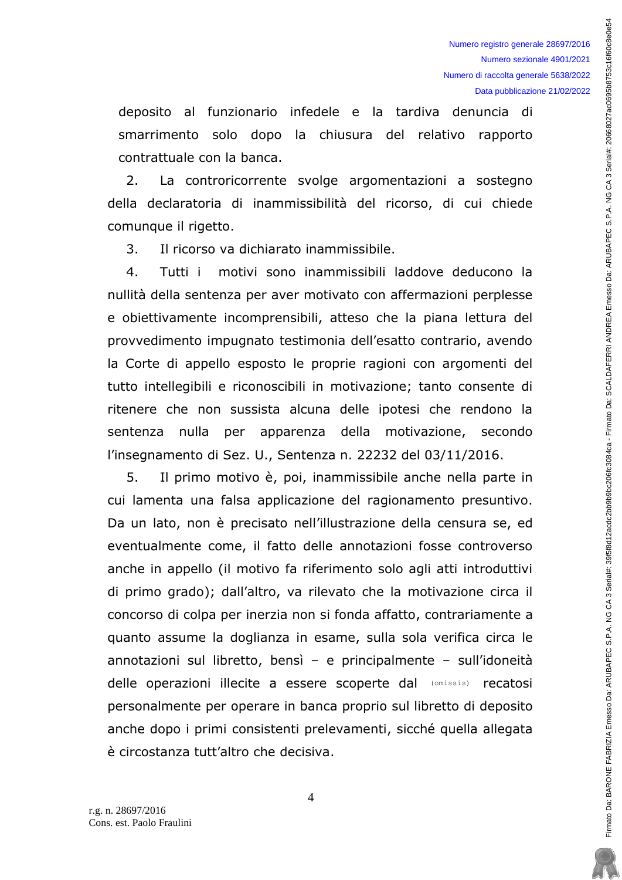deposito al funzionario infedele e la tardiva denuncia di smarrimento solo dopo la chiusura del relativo rapporto contrattuale con la banca.

2. La controricorrente svolge argomentazioni a sostegno della declaratoria di inammissibilità del ricorso, di cui chiede comunque il rigetto.

3. Il ricorso va dichiarato inammissibile.

4. Tutti i motivi sono inammissibili laddove deducono la nullità della sentenza per aver motivato con affermazioni perplesse e obiettivamente incomprensibili, atteso che la piana lettura del provvedimento impugnato testimonia dell'esatto contrario, avendo la Corte di appello esposto le proprie ragioni con argomenti del tutto intellegibili e riconoscibili in motivazione; tanto consente di ritenere che non sussista alcuna delle ipotesi che rendono la sentenza nulla per apparenza della motivazione, secondo l'insegnamento di Sez. U., Sentenza n. 22232 del 03/11/2016.

5. Il primo motivo è, poi, inammissibile anche nella parte in cui lamenta una falsa applicazione del ragionamento presuntivo. Da un lato, non è precisato nell'illustrazione della censura se, ed eventualmente come, il fatto delle annotazioni fosse controverso anche in appello (il motivo fa riferimento solo agli atti introduttivi di primo grado); dall'altro, va rilevato che la motivazione circa il concorso di colpa per inerzia non si fonda affatto, contrariamente a quanto assume la doglianza in esame, sulla sola verifica circa le annotazioni sul libretto, bensì – e principalmente – sull'idoneità delle operazioni illecite a essere scoperte dal (omissis) recatosi personalmente per operare in banca proprio sul libretto di deposito anche dopo i primi consistenti prelevamenti, sicché quella allegata è circostanza tutt'altro che decisiva.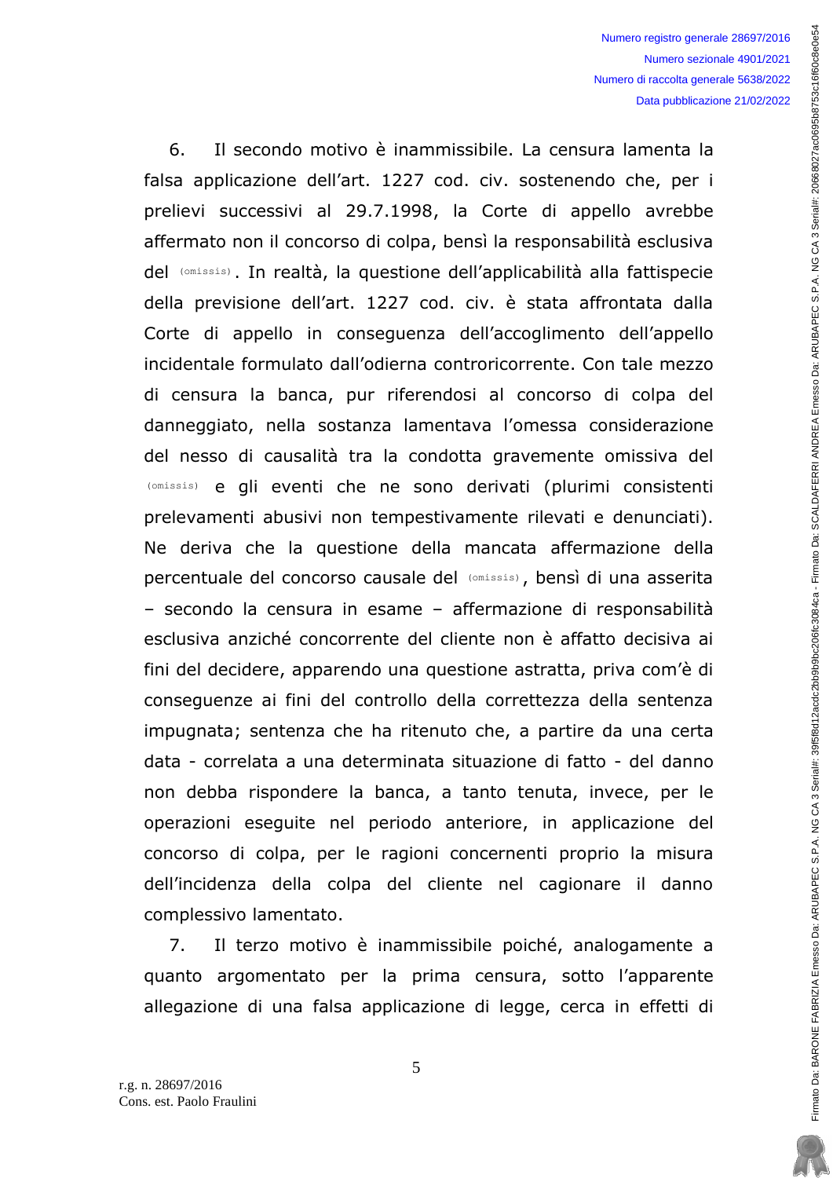6. Il secondo motivo è inammissibile. La censura lamenta la falsa applicazione dell'art. 1227 cod. civ. sostenendo che, per i prelievi successivi al 29.7.1998, la Corte di appello avrebbe affermato non il concorso di colpa, bensì la responsabilità esclusiva del (omissis). In realtà, la questione dell'applicabilità alla fattispecie della previsione dell'art. 1227 cod. civ. è stata affrontata dalla Corte di appello in conseguenza dell'accoglimento dell'appello incidentale formulato dall'odierna controricorrente. Con tale mezzo di censura la banca, pur riferendosi al concorso di colpa del danneggiato, nella sostanza lamentava l'omessa considerazione del nesso di causalità tra la condotta gravemente omissiva del (omissis) e gli eventi che ne sono derivati (plurimi consistenti prelevamenti abusivi non tempestivamente rilevati e denunciati). Ne deriva che la questione della mancata affermazione della percentuale del concorso causale del (omissis), bensì di una asserita – secondo la censura in esame – affermazione di responsabilità esclusiva anziché concorrente del cliente non è affatto decisiva ai fini del decidere, apparendo una questione astratta, priva com'è di conseguenze ai fini del controllo della correttezza della sentenza impugnata; sentenza che ha ritenuto che, a partire da una certa data - correlata a una determinata situazione di fatto - del danno non debba rispondere la banca, a tanto tenuta, invece, per le operazioni eseguite nel periodo anteriore, in applicazione del concorso di colpa, per le ragioni concernenti proprio la misura dell'incidenza della colpa del cliente nel cagionare il danno complessivo lamentato.

7. Il terzo motivo è inammissibile poiché, analogamente a quanto argomentato per la prima censura, sotto l'apparente allegazione di una falsa applicazione di legge, cerca in effetti di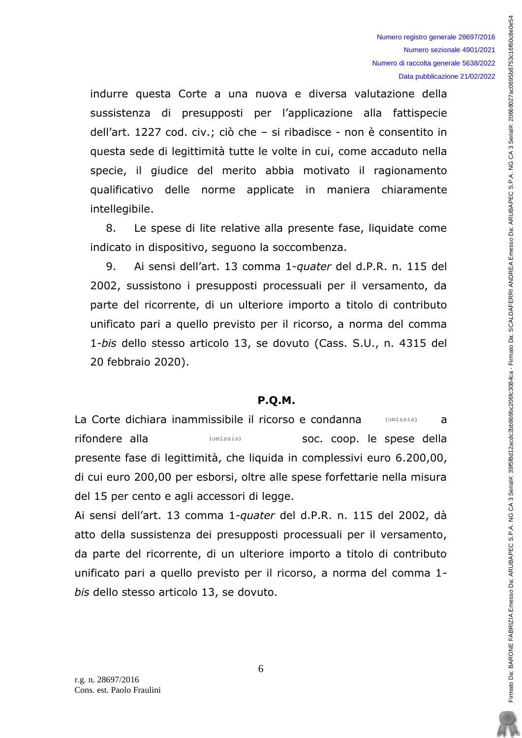indurre questa Corte a una nuova e diversa valutazione della sussistenza di presupposti per l'applicazione alla fattispecie dell'art. 1227 cod. civ.; ciò che – si ribadisce - non è consentito in questa sede di legittimità tutte le volte in cui, come accaduto nella specie, il giudice del merito abbia motivato il ragionamento qualificativo delle norme applicate in maniera chiaramente intellegibile.

8. Le spese di lite relative alla presente fase, liquidate come indicato in dispositivo, seguono la soccombenza.

9. Ai sensi dell'art. 13 comma 1-*quater* del d.P.R. n. 115 del 2002, sussistono i presupposti processuali per il versamento, da parte del ricorrente, di un ulteriore importo a titolo di contributo unificato pari a quello previsto per il ricorso, a norma del comma 1-*bis* dello stesso articolo 13, se dovuto (Cass. S.U., n. 4315 del 20 febbraio 2020).

**P.Q.M.**

La Corte dichiara inammissibile il ricorso e condanna (omissis) a rifondere alla (omissis) soc. coop. le spese della presente fase di legittimità, che liquida in complessivi euro 6.200,00, di cui euro 200,00 per esborsi, oltre alle spese forfettarie nella misura del 15 per cento e agli accessori di legge.

Ai sensi dell'art. 13 comma 1-*quater* del d.P.R. n. 115 del 2002, dà atto della sussistenza dei presupposti processuali per il versamento, da parte del ricorrente, di un ulteriore importo a titolo di contributo unificato pari a quello previsto per il ricorso, a norma del comma 1-*bis* dello stesso articolo 13, se dovuto.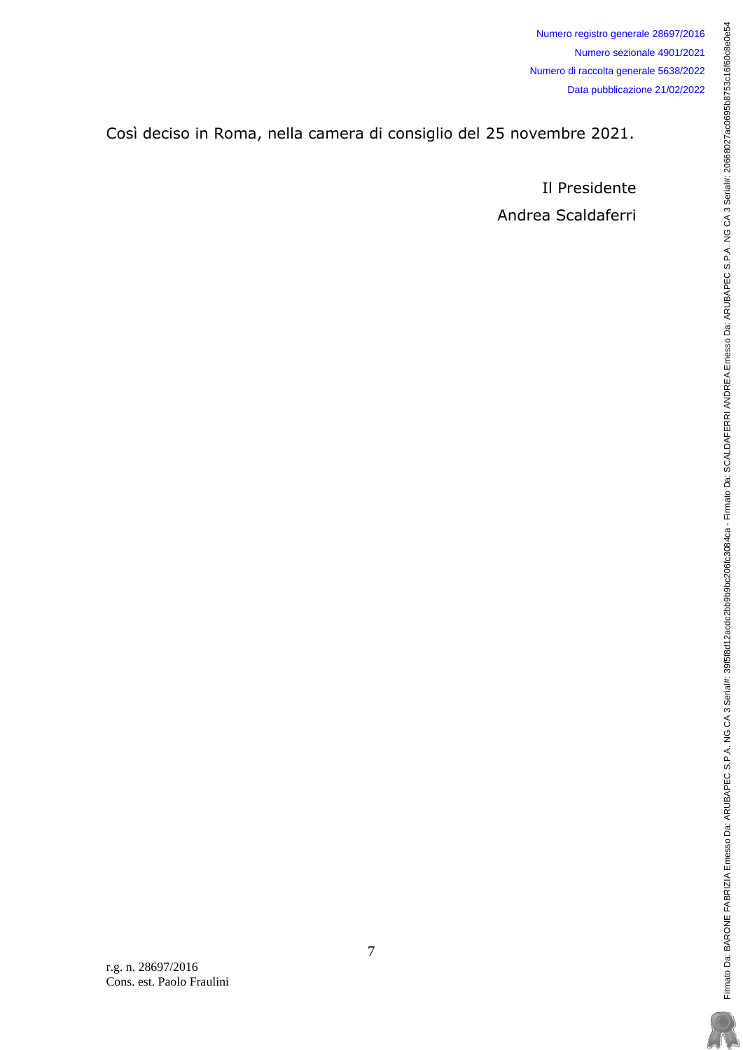Così deciso in Roma, nella camera di consiglio del 25 novembre 2021.

Il Presidente

Andrea Scaldaferri